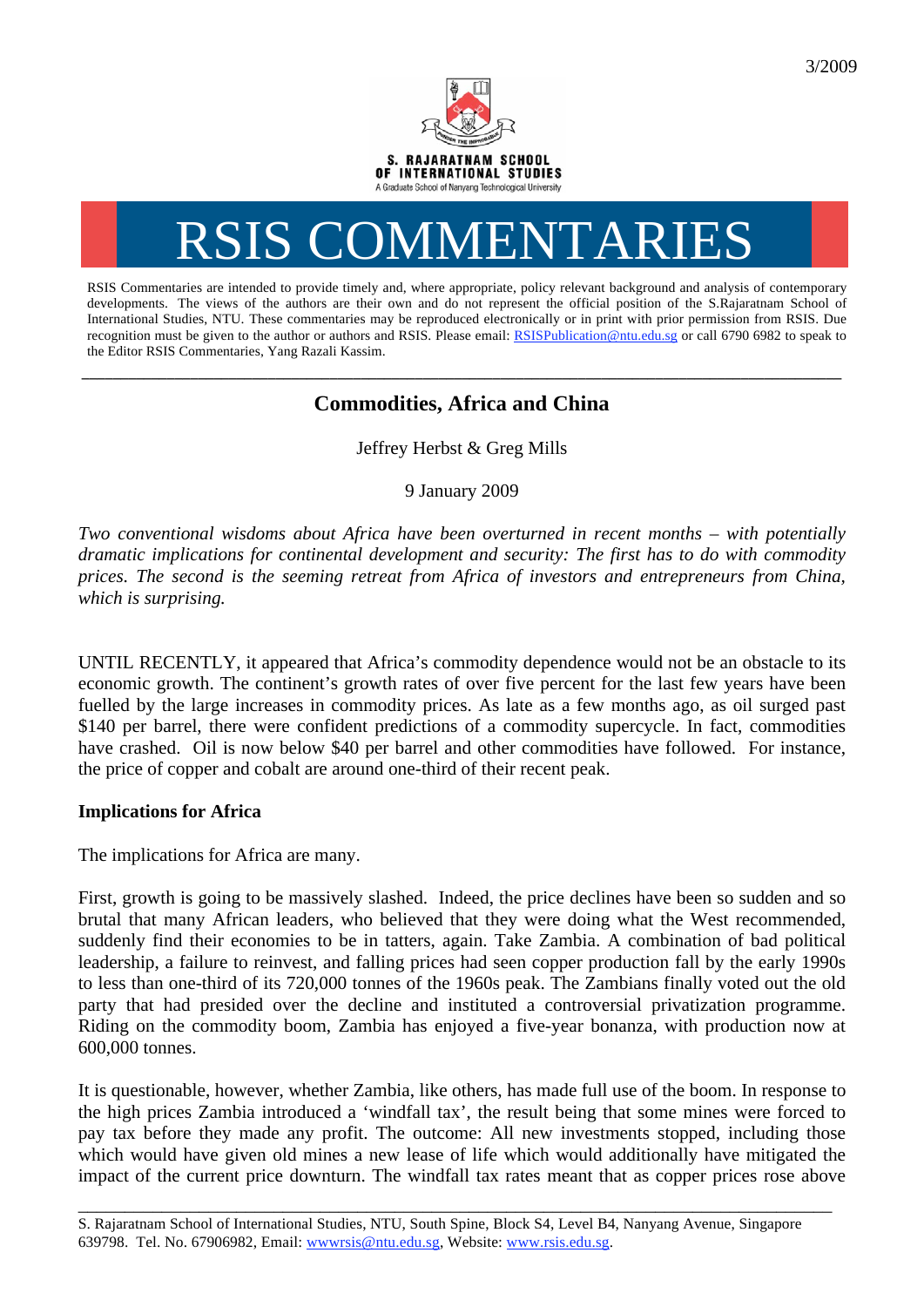3/2009

S. RAJARATNAM SCHOOL OF INTERNATIONAL STUDIES
A Graduate School of Nanyang Technological University

# RSIS COMMENTARIES

RSIS Commentaries are intended to provide timely and, where appropriate, policy relevant background and analysis of contemporary developments. The views of the authors are their own and do not represent the official position of the S.Rajaratnam School of International Studies, NTU. These commentaries may be reproduced electronically or in print with prior permission from RSIS. Due recognition must be given to the author or authors and RSIS. Please email: RSISPublication@ntu.edu.sg or call 6790 6982 to speak to the Editor RSIS Commentaries, Yang Razali Kassim.

---

## Commodities, Africa and China

Jeffrey Herbst & Greg Mills

9 January 2009

*Two conventional wisdoms about Africa have been overturned in recent months – with potentially dramatic implications for continental development and security: The first has to do with commodity prices. The second is the seeming retreat from Africa of investors and entrepreneurs from China, which is surprising.*

UNTIL RECENTLY, it appeared that Africa's commodity dependence would not be an obstacle to its economic growth. The continent's growth rates of over five percent for the last few years have been fuelled by the large increases in commodity prices. As late as a few months ago, as oil surged past $140 per barrel, there were confident predictions of a commodity supercycle. In fact, commodities have crashed. Oil is now below $40 per barrel and other commodities have followed. For instance, the price of copper and cobalt are around one-third of their recent peak.

**Implications for Africa**

The implications for Africa are many.

First, growth is going to be massively slashed. Indeed, the price declines have been so sudden and so brutal that many African leaders, who believed that they were doing what the West recommended, suddenly find their economies to be in tatters, again. Take Zambia. A combination of bad political leadership, a failure to reinvest, and falling prices had seen copper production fall by the early 1990s to less than one-third of its 720,000 tonnes of the 1960s peak. The Zambians finally voted out the old party that had presided over the decline and instituted a controversial privatization programme. Riding on the commodity boom, Zambia has enjoyed a five-year bonanza, with production now at 600,000 tonnes.

It is questionable, however, whether Zambia, like others, has made full use of the boom. In response to the high prices Zambia introduced a 'windfall tax', the result being that some mines were forced to pay tax before they made any profit. The outcome: All new investments stopped, including those which would have given old mines a new lease of life which would additionally have mitigated the impact of the current price downturn. The windfall tax rates meant that as copper prices rose above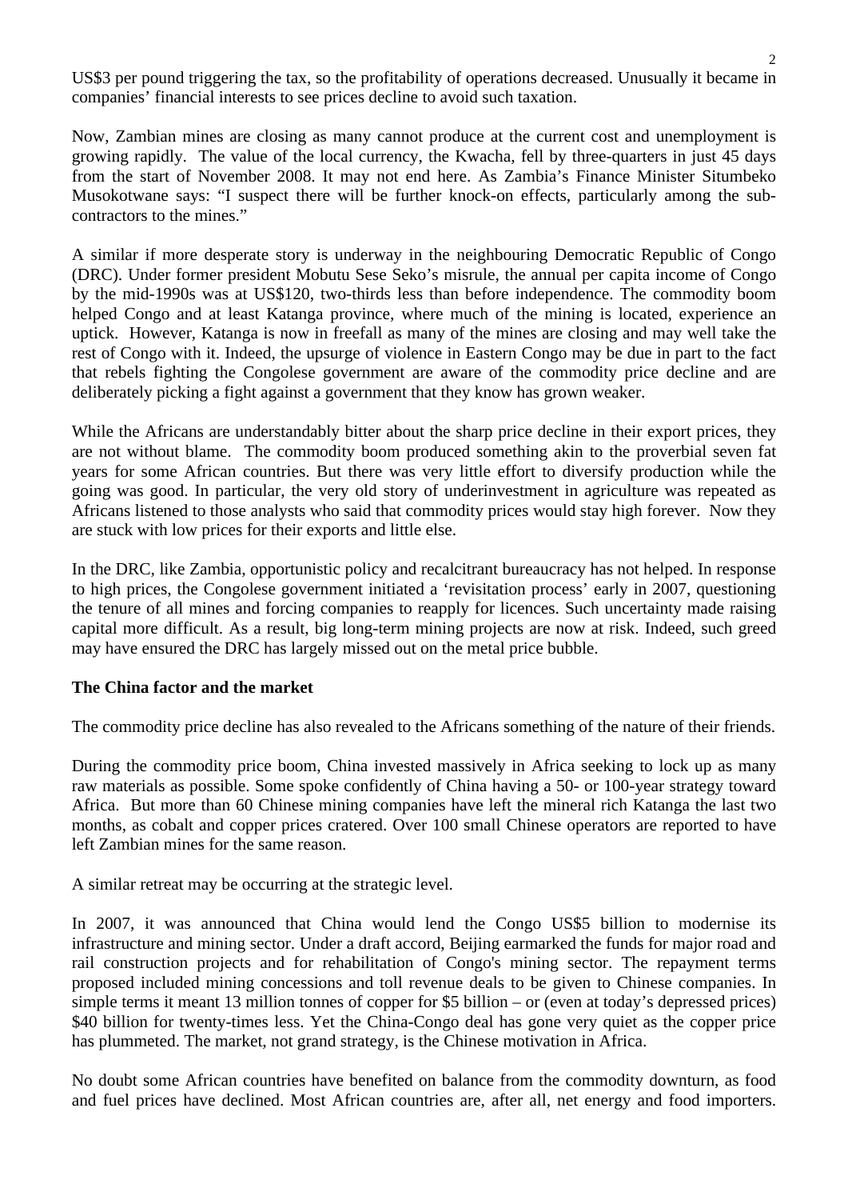US$3 per pound triggering the tax, so the profitability of operations decreased. Unusually it became in companies' financial interests to see prices decline to avoid such taxation.

Now, Zambian mines are closing as many cannot produce at the current cost and unemployment is growing rapidly. The value of the local currency, the Kwacha, fell by three-quarters in just 45 days from the start of November 2008. It may not end here. As Zambia's Finance Minister Situmbeko Musokotwane says: "I suspect there will be further knock-on effects, particularly among the sub-contractors to the mines."

A similar if more desperate story is underway in the neighbouring Democratic Republic of Congo (DRC). Under former president Mobutu Sese Seko's misrule, the annual per capita income of Congo by the mid-1990s was at US$120, two-thirds less than before independence. The commodity boom helped Congo and at least Katanga province, where much of the mining is located, experience an uptick. However, Katanga is now in freefall as many of the mines are closing and may well take the rest of Congo with it. Indeed, the upsurge of violence in Eastern Congo may be due in part to the fact that rebels fighting the Congolese government are aware of the commodity price decline and are deliberately picking a fight against a government that they know has grown weaker.

While the Africans are understandably bitter about the sharp price decline in their export prices, they are not without blame. The commodity boom produced something akin to the proverbial seven fat years for some African countries. But there was very little effort to diversify production while the going was good. In particular, the very old story of underinvestment in agriculture was repeated as Africans listened to those analysts who said that commodity prices would stay high forever. Now they are stuck with low prices for their exports and little else.

In the DRC, like Zambia, opportunistic policy and recalcitrant bureaucracy has not helped. In response to high prices, the Congolese government initiated a 'revisitation process' early in 2007, questioning the tenure of all mines and forcing companies to reapply for licences. Such uncertainty made raising capital more difficult. As a result, big long-term mining projects are now at risk. Indeed, such greed may have ensured the DRC has largely missed out on the metal price bubble.

**The China factor and the market**

The commodity price decline has also revealed to the Africans something of the nature of their friends.

During the commodity price boom, China invested massively in Africa seeking to lock up as many raw materials as possible. Some spoke confidently of China having a 50- or 100-year strategy toward Africa. But more than 60 Chinese mining companies have left the mineral rich Katanga the last two months, as cobalt and copper prices cratered. Over 100 small Chinese operators are reported to have left Zambian mines for the same reason.

A similar retreat may be occurring at the strategic level.

In 2007, it was announced that China would lend the Congo US$5 billion to modernise its infrastructure and mining sector. Under a draft accord, Beijing earmarked the funds for major road and rail construction projects and for rehabilitation of Congo's mining sector. The repayment terms proposed included mining concessions and toll revenue deals to be given to Chinese companies. In simple terms it meant 13 million tonnes of copper for $5 billion – or (even at today's depressed prices) $40 billion for twenty-times less. Yet the China-Congo deal has gone very quiet as the copper price has plummeted. The market, not grand strategy, is the Chinese motivation in Africa.

No doubt some African countries have benefited on balance from the commodity downturn, as food and fuel prices have declined. Most African countries are, after all, net energy and food importers.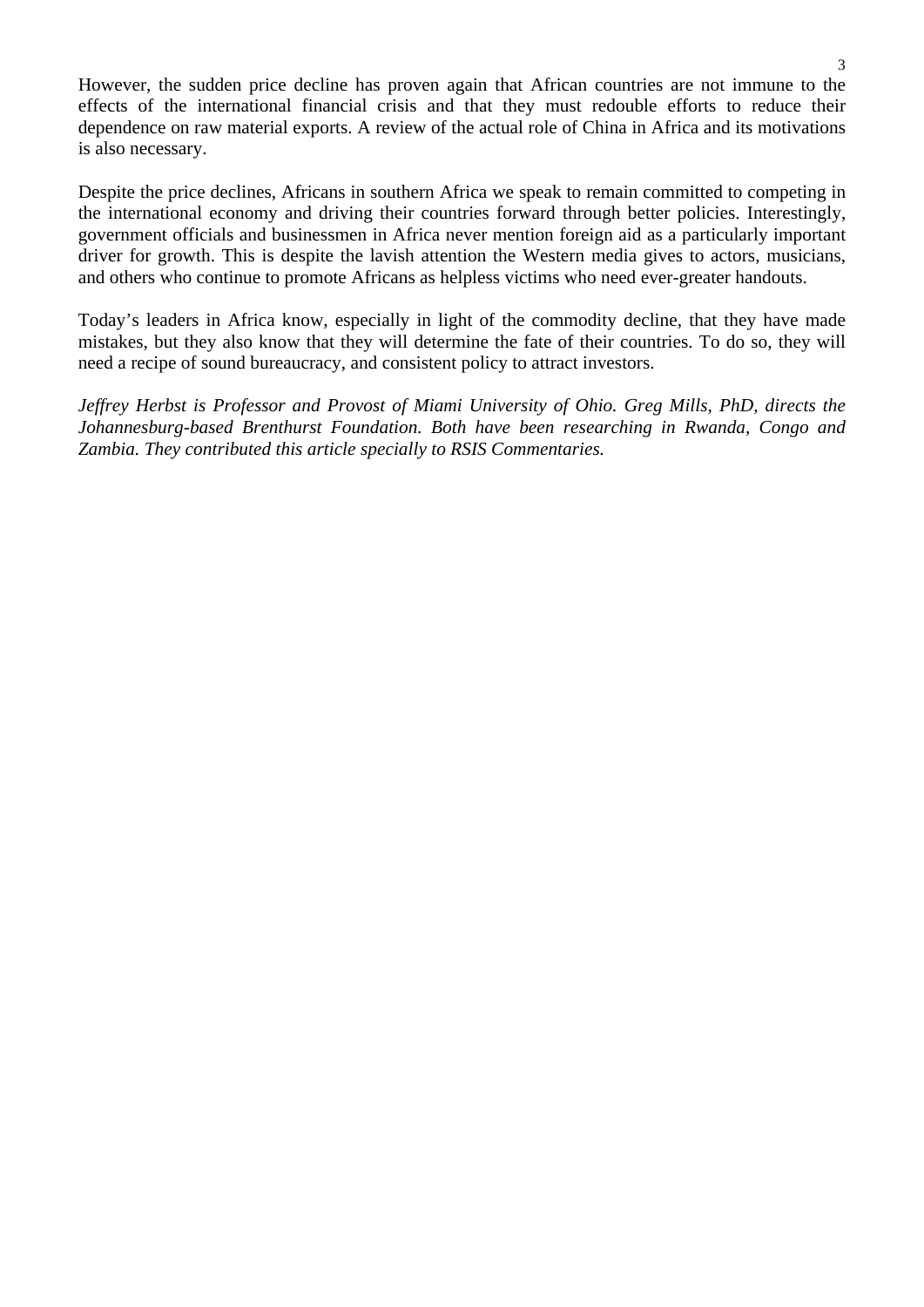However, the sudden price decline has proven again that African countries are not immune to the effects of the international financial crisis and that they must redouble efforts to reduce their dependence on raw material exports. A review of the actual role of China in Africa and its motivations is also necessary.

Despite the price declines, Africans in southern Africa we speak to remain committed to competing in the international economy and driving their countries forward through better policies. Interestingly, government officials and businessmen in Africa never mention foreign aid as a particularly important driver for growth. This is despite the lavish attention the Western media gives to actors, musicians, and others who continue to promote Africans as helpless victims who need ever-greater handouts.

Today's leaders in Africa know, especially in light of the commodity decline, that they have made mistakes, but they also know that they will determine the fate of their countries. To do so, they will need a recipe of sound bureaucracy, and consistent policy to attract investors.

*Jeffrey Herbst is Professor and Provost of Miami University of Ohio. Greg Mills, PhD, directs the Johannesburg-based Brenthurst Foundation. Both have been researching in Rwanda, Congo and Zambia. They contributed this article specially to RSIS Commentaries.*